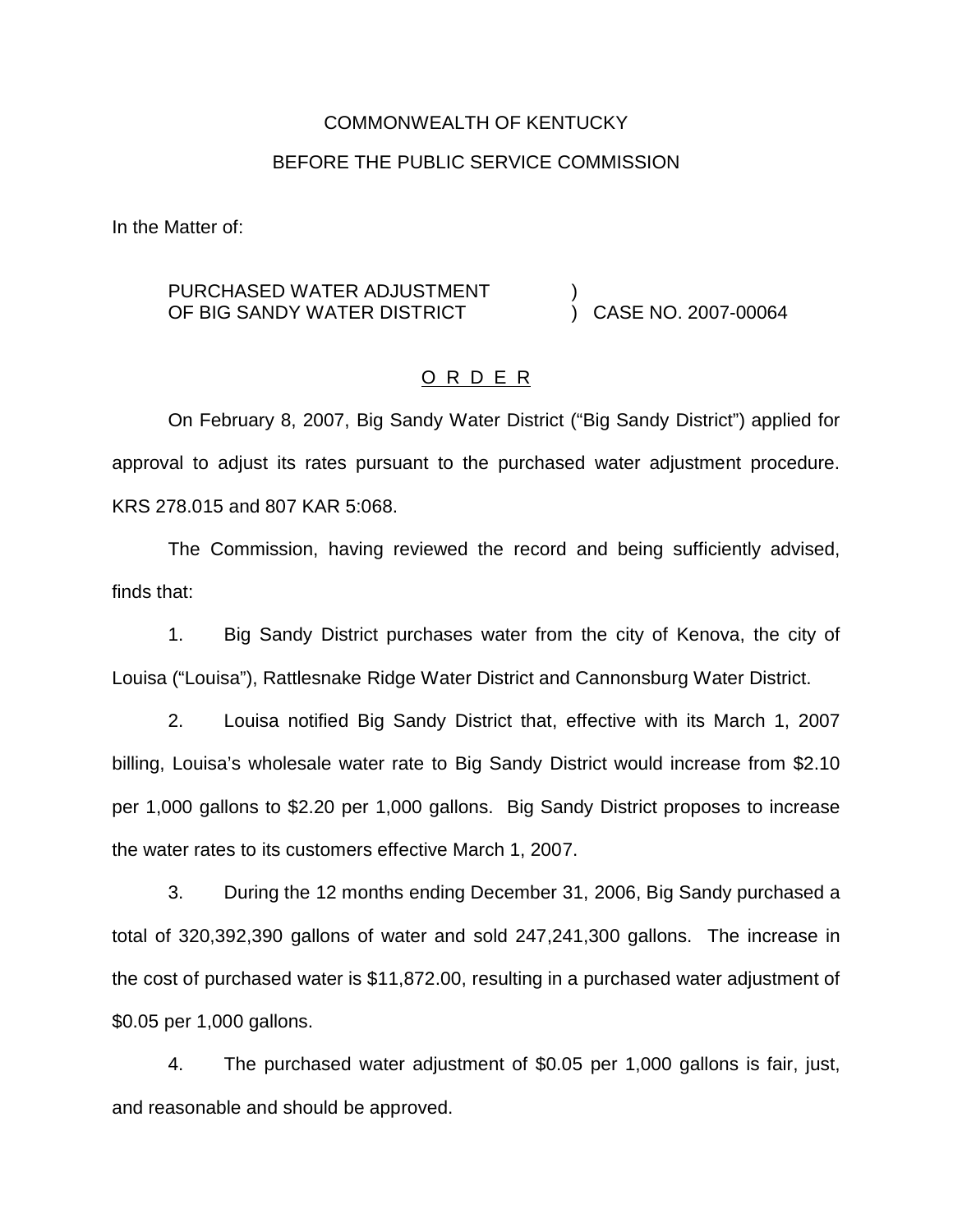COMMONWEALTH OF KENTUCKY

BEFORE THE PUBLIC SERVICE COMMISSION

In the Matter of:

PURCHASED WATER ADJUSTMENT OF BIG SANDY WATER DISTRICT ) CASE NO. 2007-00064

## O R D E R

On February 8, 2007, Big Sandy Water District ("Big Sandy District") applied for approval to adjust its rates pursuant to the purchased water adjustment procedure. KRS 278.015 and 807 KAR 5:068.

The Commission, having reviewed the record and being sufficiently advised, finds that:

1. Big Sandy District purchases water from the city of Kenova, the city of Louisa ("Louisa"), Rattlesnake Ridge Water District and Cannonsburg Water District.

2. Louisa notified Big Sandy District that, effective with its March 1, 2007 billing, Louisa's wholesale water rate to Big Sandy District would increase from $2.10 per 1,000 gallons to $2.20 per 1,000 gallons. Big Sandy District proposes to increase the water rates to its customers effective March 1, 2007.

3. During the 12 months ending December 31, 2006, Big Sandy purchased a total of 320,392,390 gallons of water and sold 247,241,300 gallons. The increase in the cost of purchased water is $11,872.00, resulting in a purchased water adjustment of $0.05 per 1,000 gallons.

4. The purchased water adjustment of $0.05 per 1,000 gallons is fair, just, and reasonable and should be approved.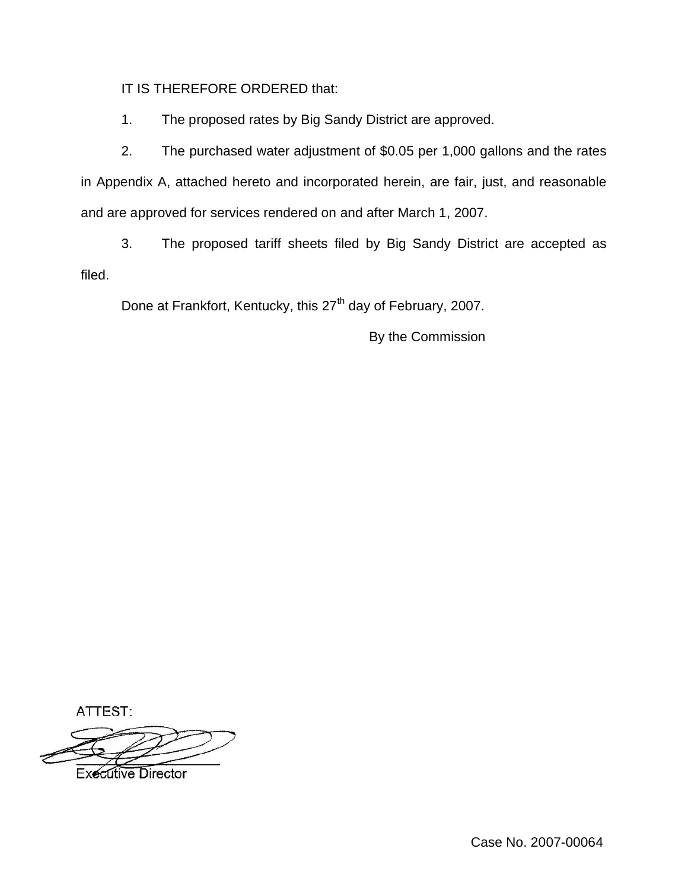IT IS THEREFORE ORDERED that:

1. The proposed rates by Big Sandy District are approved.

2. The purchased water adjustment of $0.05 per 1,000 gallons and the rates in Appendix A, attached hereto and incorporated herein, are fair, just, and reasonable and are approved for services rendered on and after March 1, 2007.

3. The proposed tariff sheets filed by Big Sandy District are accepted as filed.

Done at Frankfort, Kentucky, this 27th day of February, 2007.

By the Commission

ATTEST:

Executive Director

Case No. 2007-00064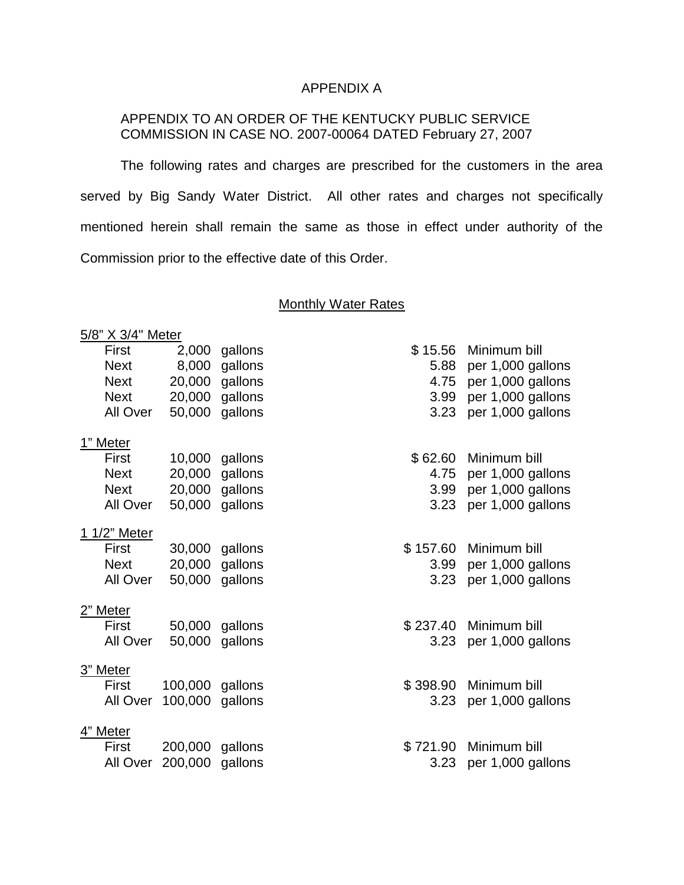# APPENDIX A

APPENDIX TO AN ORDER OF THE KENTUCKY PUBLIC SERVICE COMMISSION IN CASE NO. 2007-00064 DATED February 27, 2007

The following rates and charges are prescribed for the customers in the area served by Big Sandy Water District. All other rates and charges not specifically mentioned herein shall remain the same as those in effect under authority of the Commission prior to the effective date of this Order.

## Monthly Water Rates

**5/8" X 3/4" Meter**

| | | | | |
|---|---|---|---|---|
| First | 2,000 | gallons | \$ 15.56 | Minimum bill |
| Next | 8,000 | gallons | 5.88 | per 1,000 gallons |
| Next | 20,000 | gallons | 4.75 | per 1,000 gallons |
| Next | 20,000 | gallons | 3.99 | per 1,000 gallons |
| All Over | 50,000 | gallons | 3.23 | per 1,000 gallons |

**1" Meter**

| | | | | |
|---|---|---|---|---|
| First | 10,000 | gallons | \$ 62.60 | Minimum bill |
| Next | 20,000 | gallons | 4.75 | per 1,000 gallons |
| Next | 20,000 | gallons | 3.99 | per 1,000 gallons |
| All Over | 50,000 | gallons | 3.23 | per 1,000 gallons |

**1 1/2" Meter**

| | | | | |
|---|---|---|---|---|
| First | 30,000 | gallons | \$ 157.60 | Minimum bill |
| Next | 20,000 | gallons | 3.99 | per 1,000 gallons |
| All Over | 50,000 | gallons | 3.23 | per 1,000 gallons |

**2" Meter**

| | | | | |
|---|---|---|---|---|
| First | 50,000 | gallons | \$ 237.40 | Minimum bill |
| All Over | 50,000 | gallons | 3.23 | per 1,000 gallons |

**3" Meter**

| | | | | |
|---|---|---|---|---|
| First | 100,000 | gallons | \$ 398.90 | Minimum bill |
| All Over | 100,000 | gallons | 3.23 | per 1,000 gallons |

**4" Meter**

| | | | | |
|---|---|---|---|---|
| First | 200,000 | gallons | \$ 721.90 | Minimum bill |
| All Over | 200,000 | gallons | 3.23 | per 1,000 gallons |